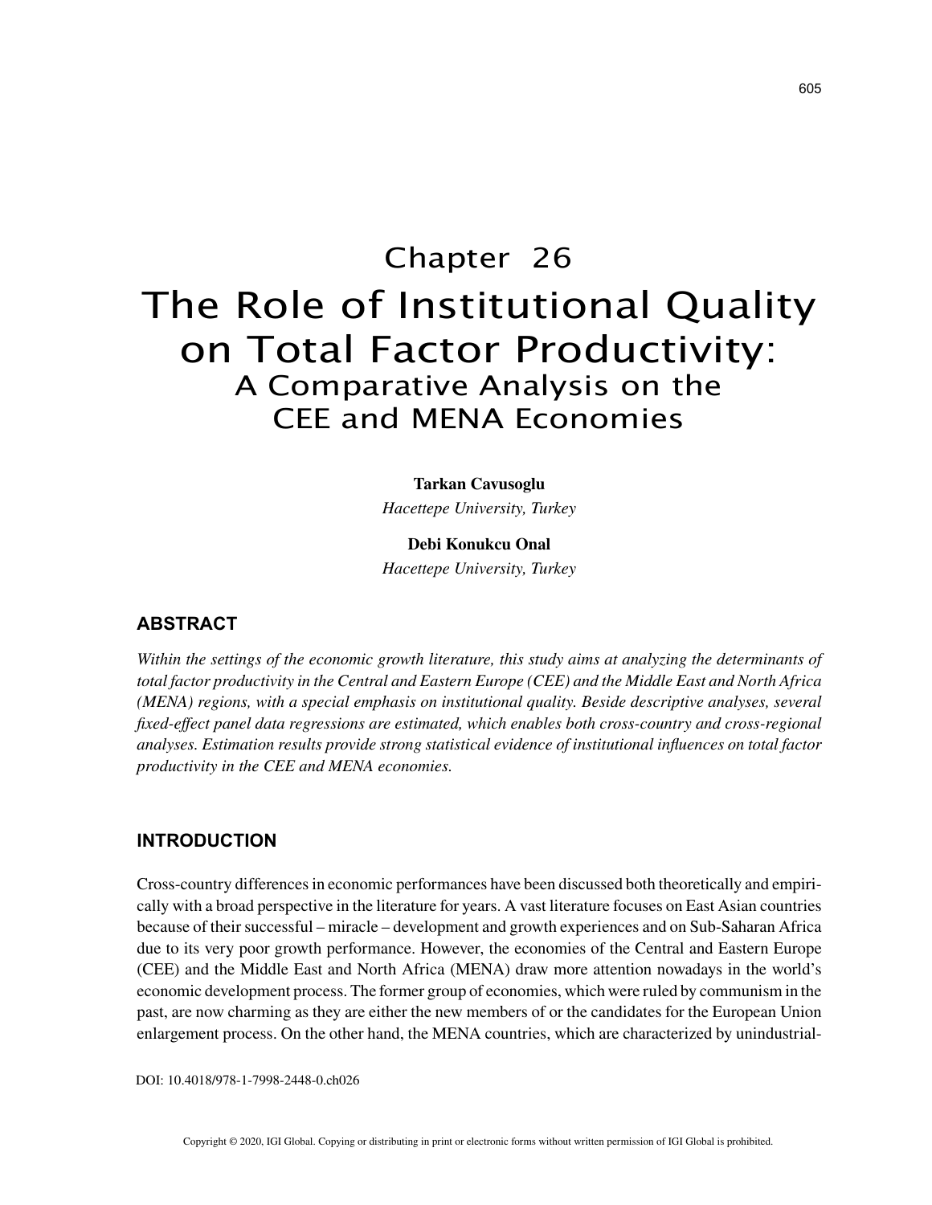# Chapter 26

# The Role of Institutional Quality on Total Factor Productivity:

## A Comparative Analysis on the CEE and MENA Economies

**Tarkan Cavusoglu**
*Hacettepe University, Turkey*

**Debi Konukcu Onal**
*Hacettepe University, Turkey*

## ABSTRACT

*Within the settings of the economic growth literature, this study aims at analyzing the determinants of total factor productivity in the Central and Eastern Europe (CEE) and the Middle East and North Africa (MENA) regions, with a special emphasis on institutional quality. Beside descriptive analyses, several fixed-effect panel data regressions are estimated, which enables both cross-country and cross-regional analyses. Estimation results provide strong statistical evidence of institutional influences on total factor productivity in the CEE and MENA economies.*

## INTRODUCTION

Cross-country differences in economic performances have been discussed both theoretically and empirically with a broad perspective in the literature for years. A vast literature focuses on East Asian countries because of their successful – miracle – development and growth experiences and on Sub-Saharan Africa due to its very poor growth performance. However, the economies of the Central and Eastern Europe (CEE) and the Middle East and North Africa (MENA) draw more attention nowadays in the world's economic development process. The former group of economies, which were ruled by communism in the past, are now charming as they are either the new members of or the candidates for the European Union enlargement process. On the other hand, the MENA countries, which are characterized by unindustrial-

DOI: 10.4018/978-1-7998-2448-0.ch026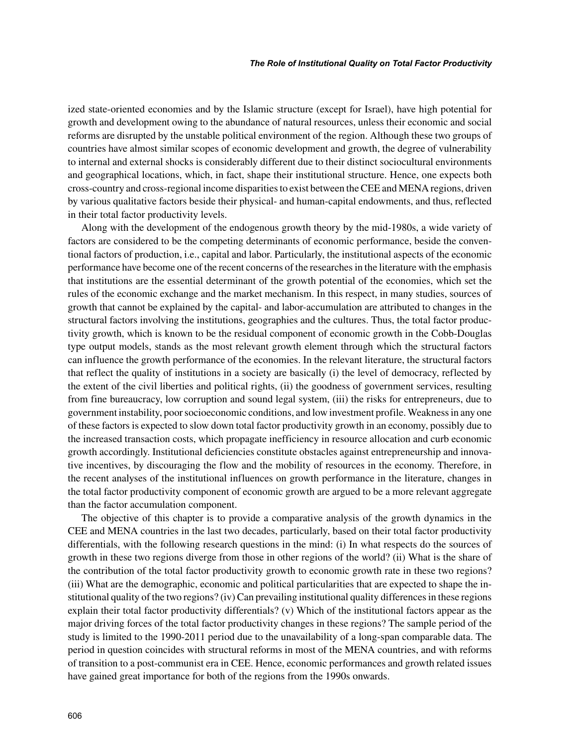ized state-oriented economies and by the Islamic structure (except for Israel), have high potential for growth and development owing to the abundance of natural resources, unless their economic and social reforms are disrupted by the unstable political environment of the region. Although these two groups of countries have almost similar scopes of economic development and growth, the degree of vulnerability to internal and external shocks is considerably different due to their distinct sociocultural environments and geographical locations, which, in fact, shape their institutional structure. Hence, one expects both cross-country and cross-regional income disparities to exist between the CEE and MENA regions, driven by various qualitative factors beside their physical- and human-capital endowments, and thus, reflected in their total factor productivity levels.

Along with the development of the endogenous growth theory by the mid-1980s, a wide variety of factors are considered to be the competing determinants of economic performance, beside the conventional factors of production, i.e., capital and labor. Particularly, the institutional aspects of the economic performance have become one of the recent concerns of the researches in the literature with the emphasis that institutions are the essential determinant of the growth potential of the economies, which set the rules of the economic exchange and the market mechanism. In this respect, in many studies, sources of growth that cannot be explained by the capital- and labor-accumulation are attributed to changes in the structural factors involving the institutions, geographies and the cultures. Thus, the total factor productivity growth, which is known to be the residual component of economic growth in the Cobb-Douglas type output models, stands as the most relevant growth element through which the structural factors can influence the growth performance of the economies. In the relevant literature, the structural factors that reflect the quality of institutions in a society are basically (i) the level of democracy, reflected by the extent of the civil liberties and political rights, (ii) the goodness of government services, resulting from fine bureaucracy, low corruption and sound legal system, (iii) the risks for entrepreneurs, due to government instability, poor socioeconomic conditions, and low investment profile. Weakness in any one of these factors is expected to slow down total factor productivity growth in an economy, possibly due to the increased transaction costs, which propagate inefficiency in resource allocation and curb economic growth accordingly. Institutional deficiencies constitute obstacles against entrepreneurship and innovative incentives, by discouraging the flow and the mobility of resources in the economy. Therefore, in the recent analyses of the institutional influences on growth performance in the literature, changes in the total factor productivity component of economic growth are argued to be a more relevant aggregate than the factor accumulation component.

The objective of this chapter is to provide a comparative analysis of the growth dynamics in the CEE and MENA countries in the last two decades, particularly, based on their total factor productivity differentials, with the following research questions in the mind: (i) In what respects do the sources of growth in these two regions diverge from those in other regions of the world? (ii) What is the share of the contribution of the total factor productivity growth to economic growth rate in these two regions? (iii) What are the demographic, economic and political particularities that are expected to shape the institutional quality of the two regions? (iv) Can prevailing institutional quality differences in these regions explain their total factor productivity differentials? (v) Which of the institutional factors appear as the major driving forces of the total factor productivity changes in these regions? The sample period of the study is limited to the 1990-2011 period due to the unavailability of a long-span comparable data. The period in question coincides with structural reforms in most of the MENA countries, and with reforms of transition to a post-communist era in CEE. Hence, economic performances and growth related issues have gained great importance for both of the regions from the 1990s onwards.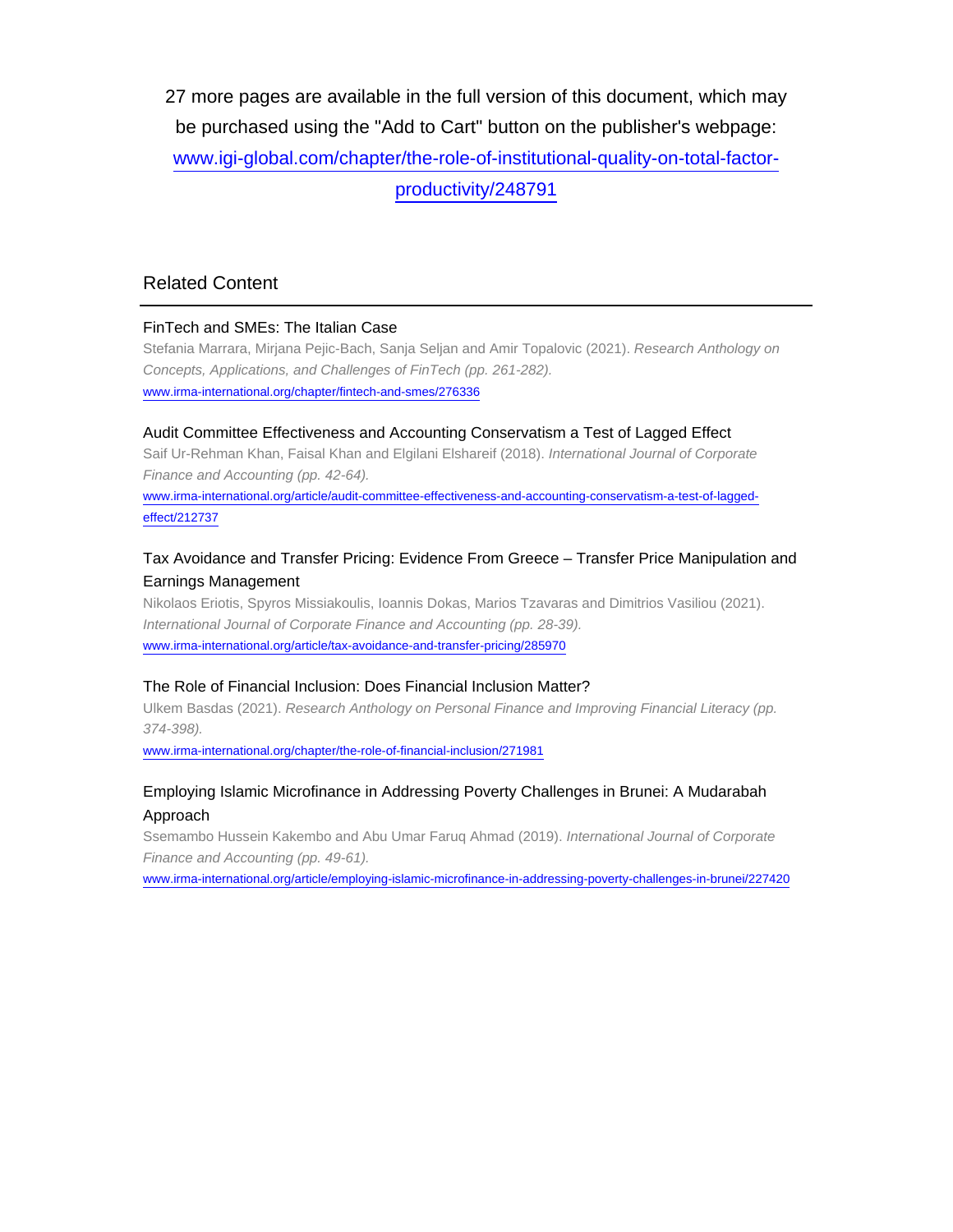27 more pages are available in the full version of this document, which may be purchased using the "Add to Cart" button on the publisher's webpage: www.igi-global.com/chapter/the-role-of-institutional-quality-on-total-factor-productivity/248791

## Related Content

### FinTech and SMEs: The Italian Case

Stefania Marrara, Mirjana Pejic-Bach, Sanja Seljan and Amir Topalovic (2021). *Research Anthology on Concepts, Applications, and Challenges of FinTech (pp. 261-282).*

www.irma-international.org/chapter/fintech-and-smes/276336

### Audit Committee Effectiveness and Accounting Conservatism a Test of Lagged Effect

Saif Ur-Rehman Khan, Faisal Khan and Elgilani Elshareif (2018). *International Journal of Corporate Finance and Accounting (pp. 42-64).*

www.irma-international.org/article/audit-committee-effectiveness-and-accounting-conservatism-a-test-of-lagged-effect/212737

### Tax Avoidance and Transfer Pricing: Evidence From Greece – Transfer Price Manipulation and Earnings Management

Nikolaos Eriotis, Spyros Missiakoulis, Ioannis Dokas, Marios Tzavaras and Dimitrios Vasiliou (2021). *International Journal of Corporate Finance and Accounting (pp. 28-39).*

www.irma-international.org/article/tax-avoidance-and-transfer-pricing/285970

### The Role of Financial Inclusion: Does Financial Inclusion Matter?

Ulkem Basdas (2021). *Research Anthology on Personal Finance and Improving Financial Literacy (pp. 374-398).*

www.irma-international.org/chapter/the-role-of-financial-inclusion/271981

### Employing Islamic Microfinance in Addressing Poverty Challenges in Brunei: A Mudarabah Approach

Ssemambo Hussein Kakembo and Abu Umar Faruq Ahmad (2019). *International Journal of Corporate Finance and Accounting (pp. 49-61).*

www.irma-international.org/article/employing-islamic-microfinance-in-addressing-poverty-challenges-in-brunei/227420